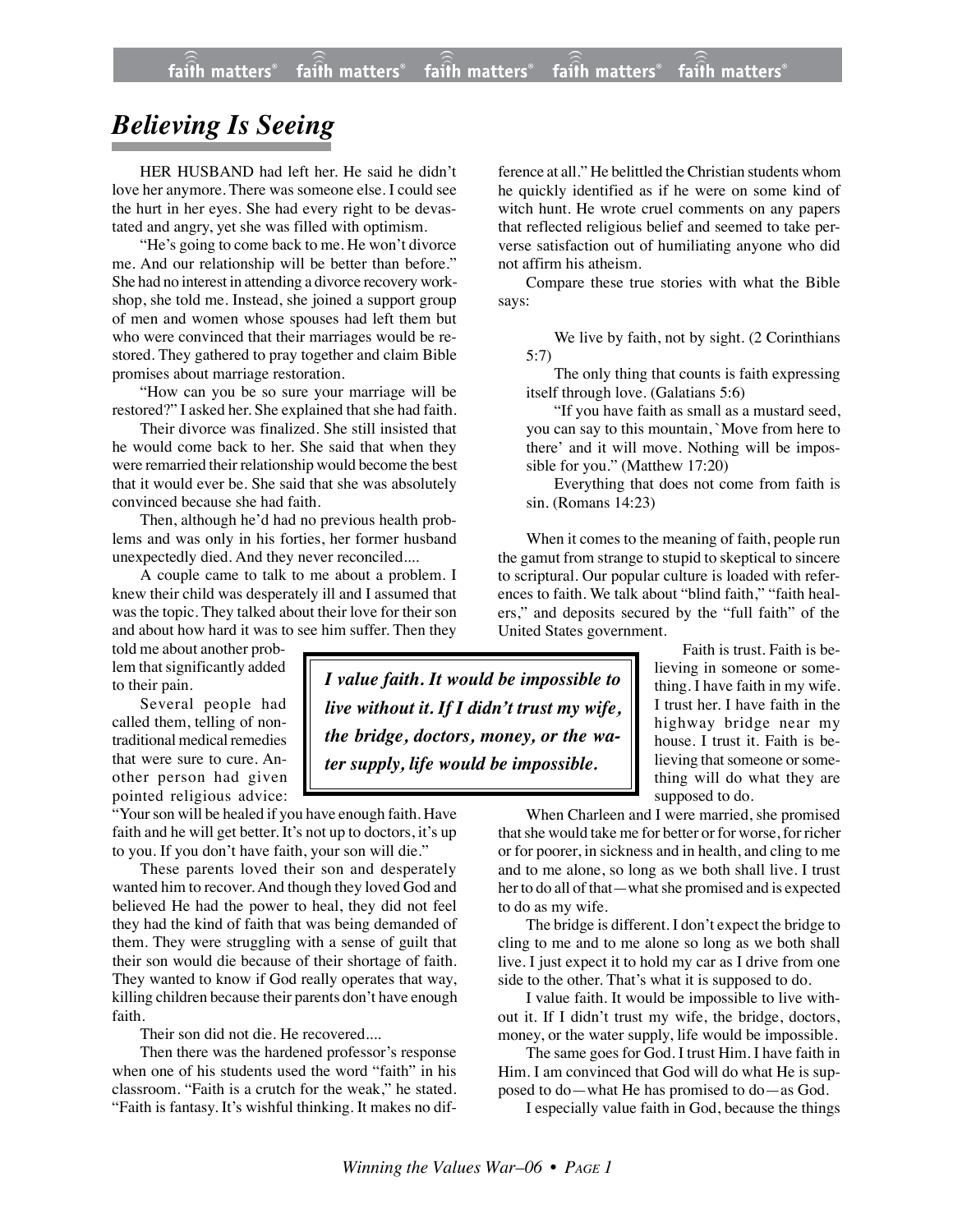# *Believing Is Seeing*

HER HUSBAND had left her. He said he didn't love her anymore. There was someone else. I could see the hurt in her eyes. She had every right to be devastated and angry, yet she was filled with optimism.

"He's going to come back to me. He won't divorce me. And our relationship will be better than before." She had no interest in attending a divorce recovery workshop, she told me. Instead, she joined a support group of men and women whose spouses had left them but who were convinced that their marriages would be restored. They gathered to pray together and claim Bible promises about marriage restoration.

"How can you be so sure your marriage will be restored?" I asked her. She explained that she had faith.

Their divorce was finalized. She still insisted that he would come back to her. She said that when they were remarried their relationship would become the best that it would ever be. She said that she was absolutely convinced because she had faith.

Then, although he'd had no previous health problems and was only in his forties, her former husband unexpectedly died. And they never reconciled....

A couple came to talk to me about a problem. I knew their child was desperately ill and I assumed that was the topic. They talked about their love for their son and about how hard it was to see him suffer. Then they told me about another problem that significantly added to their pain.

Several people had called them, telling of nontraditional medical remedies that were sure to cure. Another person had given pointed religious advice: "Your son will be healed if you have enough faith. Have faith and he will get better. It's not up to doctors, it's up to you. If you don't have faith, your son will die."

These parents loved their son and desperately wanted him to recover. And though they loved God and believed He had the power to heal, they did not feel they had the kind of faith that was being demanded of them. They were struggling with a sense of guilt that their son would die because of their shortage of faith. They wanted to know if God really operates that way, killing children because their parents don't have enough faith.

Their son did not die. He recovered....

Then there was the hardened professor's response when one of his students used the word "faith" in his classroom. "Faith is a crutch for the weak," he stated. "Faith is fantasy. It's wishful thinking. It makes no difference at all." He belittled the Christian students whom he quickly identified as if he were on some kind of witch hunt. He wrote cruel comments on any papers that reflected religious belief and seemed to take perverse satisfaction out of humiliating anyone who did not affirm his atheism.

Compare these true stories with what the Bible says:

> We live by faith, not by sight. (2 Corinthians 5:7)
>
> The only thing that counts is faith expressing itself through love. (Galatians 5:6)
>
> "If you have faith as small as a mustard seed, you can say to this mountain, `Move from here to there' and it will move. Nothing will be impossible for you." (Matthew 17:20)
>
> Everything that does not come from faith is sin. (Romans 14:23)

When it comes to the meaning of faith, people run the gamut from strange to stupid to skeptical to sincere to scriptural. Our popular culture is loaded with references to faith. We talk about "blind faith," "faith healers," and deposits secured by the "full faith" of the United States government.

> ***I value faith. It would be impossible to live without it. If I didn't trust my wife, the bridge, doctors, money, or the water supply, life would be impossible.***

Faith is trust. Faith is believing in someone or something. I have faith in my wife. I trust her. I have faith in the highway bridge near my house. I trust it. Faith is believing that someone or something will do what they are supposed to do.

When Charleen and I were married, she promised that she would take me for better or for worse, for richer or for poorer, in sickness and in health, and cling to me and to me alone, so long as we both shall live. I trust her to do all of that—what she promised and is expected to do as my wife.

The bridge is different. I don't expect the bridge to cling to me and to me alone so long as we both shall live. I just expect it to hold my car as I drive from one side to the other. That's what it is supposed to do.

I value faith. It would be impossible to live without it. If I didn't trust my wife, the bridge, doctors, money, or the water supply, life would be impossible.

The same goes for God. I trust Him. I have faith in Him. I am convinced that God will do what He is supposed to do—what He has promised to do—as God.

I especially value faith in God, because the things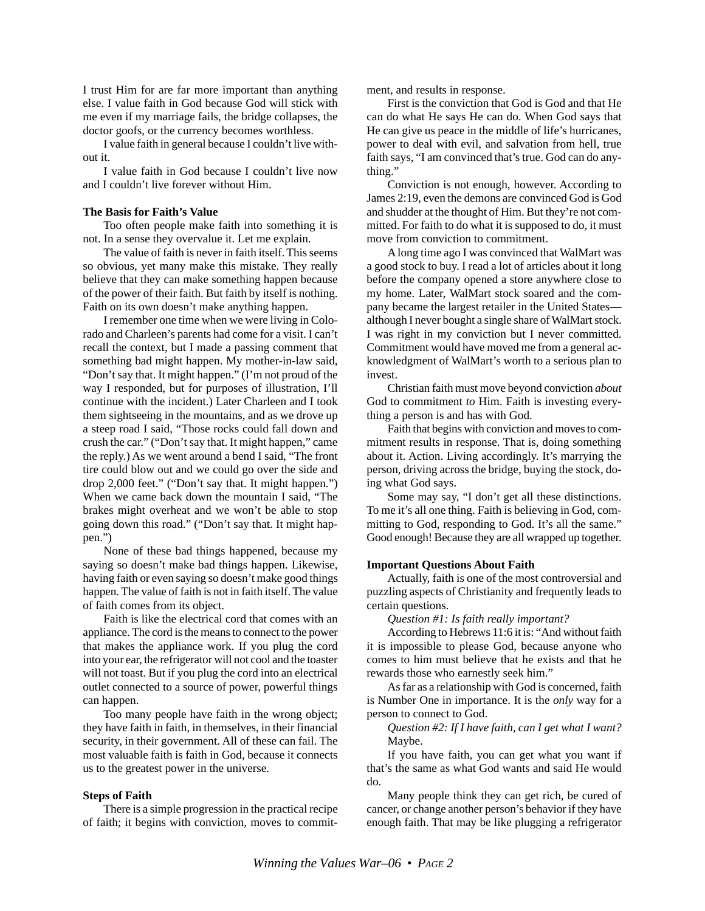I trust Him for are far more important than anything else. I value faith in God because God will stick with me even if my marriage fails, the bridge collapses, the doctor goofs, or the currency becomes worthless.

I value faith in general because I couldn't live without it.

I value faith in God because I couldn't live now and I couldn't live forever without Him.

**The Basis for Faith's Value**

Too often people make faith into something it is not. In a sense they overvalue it. Let me explain.

The value of faith is never in faith itself. This seems so obvious, yet many make this mistake. They really believe that they can make something happen because of the power of their faith. But faith by itself is nothing. Faith on its own doesn't make anything happen.

I remember one time when we were living in Colorado and Charleen's parents had come for a visit. I can't recall the context, but I made a passing comment that something bad might happen. My mother-in-law said, "Don't say that. It might happen." (I'm not proud of the way I responded, but for purposes of illustration, I'll continue with the incident.) Later Charleen and I took them sightseeing in the mountains, and as we drove up a steep road I said, "Those rocks could fall down and crush the car." ("Don't say that. It might happen," came the reply.) As we went around a bend I said, "The front tire could blow out and we could go over the side and drop 2,000 feet." ("Don't say that. It might happen.") When we came back down the mountain I said, "The brakes might overheat and we won't be able to stop going down this road." ("Don't say that. It might happen.")

None of these bad things happened, because my saying so doesn't make bad things happen. Likewise, having faith or even saying so doesn't make good things happen. The value of faith is not in faith itself. The value of faith comes from its object.

Faith is like the electrical cord that comes with an appliance. The cord is the means to connect to the power that makes the appliance work. If you plug the cord into your ear, the refrigerator will not cool and the toaster will not toast. But if you plug the cord into an electrical outlet connected to a source of power, powerful things can happen.

Too many people have faith in the wrong object; they have faith in faith, in themselves, in their financial security, in their government. All of these can fail. The most valuable faith is faith in God, because it connects us to the greatest power in the universe.

**Steps of Faith**

There is a simple progression in the practical recipe of faith; it begins with conviction, moves to commitment, and results in response.

First is the conviction that God is God and that He can do what He says He can do. When God says that He can give us peace in the middle of life's hurricanes, power to deal with evil, and salvation from hell, true faith says, "I am convinced that's true. God can do anything."

Conviction is not enough, however. According to James 2:19, even the demons are convinced God is God and shudder at the thought of Him. But they're not committed. For faith to do what it is supposed to do, it must move from conviction to commitment.

A long time ago I was convinced that WalMart was a good stock to buy. I read a lot of articles about it long before the company opened a store anywhere close to my home. Later, WalMart stock soared and the company became the largest retailer in the United States—although I never bought a single share of WalMart stock. I was right in my conviction but I never committed. Commitment would have moved me from a general acknowledgment of WalMart's worth to a serious plan to invest.

Christian faith must move beyond conviction *about* God to commitment *to* Him. Faith is investing everything a person is and has with God.

Faith that begins with conviction and moves to commitment results in response. That is, doing something about it. Action. Living accordingly. It's marrying the person, driving across the bridge, buying the stock, doing what God says.

Some may say, "I don't get all these distinctions. To me it's all one thing. Faith is believing in God, committing to God, responding to God. It's all the same." Good enough! Because they are all wrapped up together.

**Important Questions About Faith**

Actually, faith is one of the most controversial and puzzling aspects of Christianity and frequently leads to certain questions.

*Question #1: Is faith really important?*

According to Hebrews 11:6 it is: "And without faith it is impossible to please God, because anyone who comes to him must believe that he exists and that he rewards those who earnestly seek him."

As far as a relationship with God is concerned, faith is Number One in importance. It is the *only* way for a person to connect to God.

*Question #2: If I have faith, can I get what I want?*

Maybe.

If you have faith, you can get what you want if that's the same as what God wants and said He would do.

Many people think they can get rich, be cured of cancer, or change another person's behavior if they have enough faith. That may be like plugging a refrigerator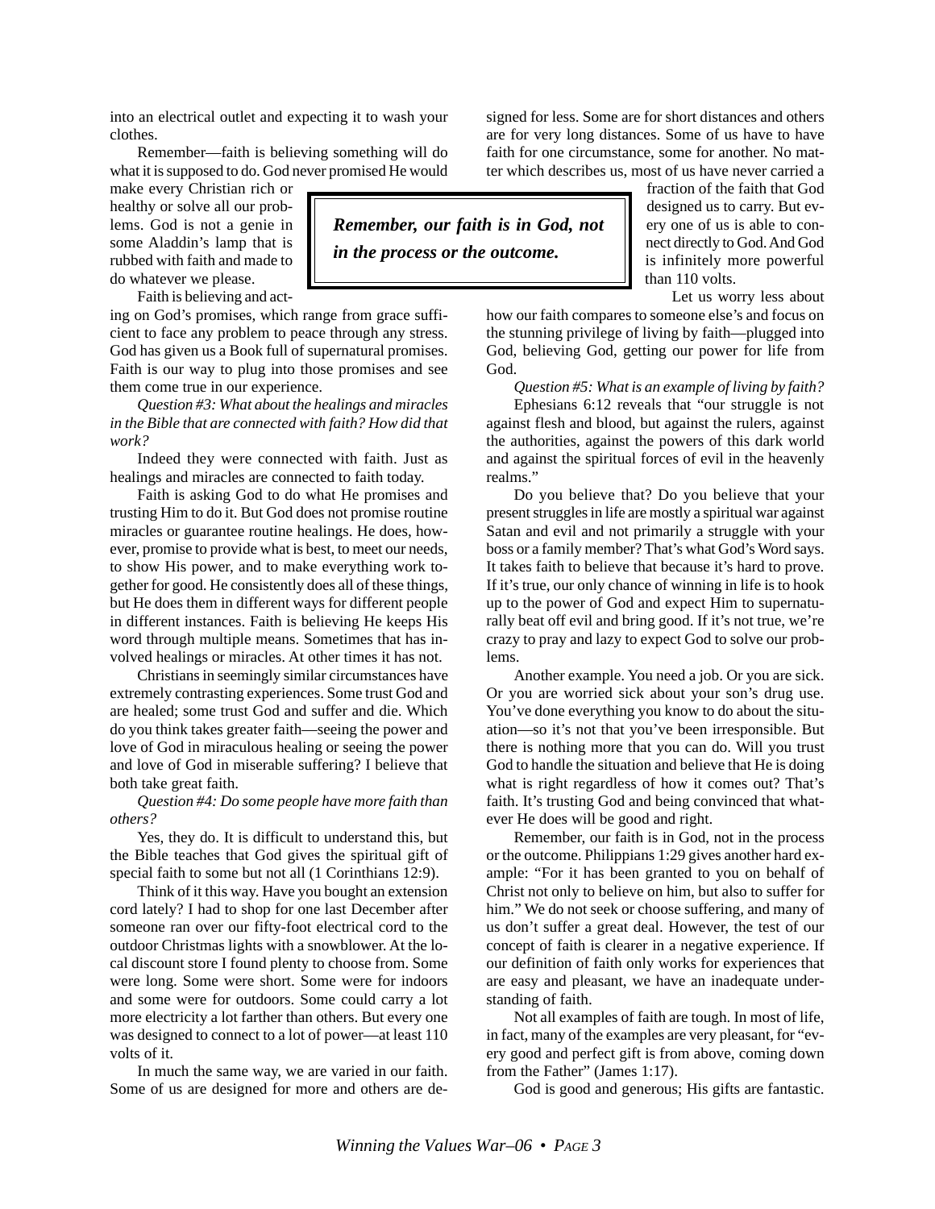into an electrical outlet and expecting it to wash your clothes.

Remember—faith is believing something will do what it is supposed to do. God never promised He would make every Christian rich or healthy or solve all our problems. God is not a genie in some Aladdin's lamp that is rubbed with faith and made to do whatever we please.

> ***Remember, our faith is in God, not in the process or the outcome.***

Faith is believing and acting on God's promises, which range from grace sufficient to face any problem to peace through any stress. God has given us a Book full of supernatural promises. Faith is our way to plug into those promises and see them come true in our experience.

*Question #3: What about the healings and miracles in the Bible that are connected with faith? How did that work?*

Indeed they were connected with faith. Just as healings and miracles are connected to faith today.

Faith is asking God to do what He promises and trusting Him to do it. But God does not promise routine miracles or guarantee routine healings. He does, however, promise to provide what is best, to meet our needs, to show His power, and to make everything work together for good. He consistently does all of these things, but He does them in different ways for different people in different instances. Faith is believing He keeps His word through multiple means. Sometimes that has involved healings or miracles. At other times it has not.

Christians in seemingly similar circumstances have extremely contrasting experiences. Some trust God and are healed; some trust God and suffer and die. Which do you think takes greater faith—seeing the power and love of God in miraculous healing or seeing the power and love of God in miserable suffering? I believe that both take great faith.

*Question #4: Do some people have more faith than others?*

Yes, they do. It is difficult to understand this, but the Bible teaches that God gives the spiritual gift of special faith to some but not all (1 Corinthians 12:9).

Think of it this way. Have you bought an extension cord lately? I had to shop for one last December after someone ran over our fifty-foot electrical cord to the outdoor Christmas lights with a snowblower. At the local discount store I found plenty to choose from. Some were long. Some were short. Some were for indoors and some were for outdoors. Some could carry a lot more electricity a lot farther than others. But every one was designed to connect to a lot of power—at least 110 volts of it.

In much the same way, we are varied in our faith. Some of us are designed for more and others are designed for less. Some are for short distances and others are for very long distances. Some of us have to have faith for one circumstance, some for another. No matter which describes us, most of us have never carried a fraction of the faith that God designed us to carry. But every one of us is able to connect directly to God. And God is infinitely more powerful than 110 volts.

Let us worry less about how our faith compares to someone else's and focus on the stunning privilege of living by faith—plugged into God, believing God, getting our power for life from God.

*Question #5: What is an example of living by faith?*

Ephesians 6:12 reveals that "our struggle is not against flesh and blood, but against the rulers, against the authorities, against the powers of this dark world and against the spiritual forces of evil in the heavenly realms."

Do you believe that? Do you believe that your present struggles in life are mostly a spiritual war against Satan and evil and not primarily a struggle with your boss or a family member? That's what God's Word says. It takes faith to believe that because it's hard to prove. If it's true, our only chance of winning in life is to hook up to the power of God and expect Him to supernaturally beat off evil and bring good. If it's not true, we're crazy to pray and lazy to expect God to solve our problems.

Another example. You need a job. Or you are sick. Or you are worried sick about your son's drug use. You've done everything you know to do about the situation—so it's not that you've been irresponsible. But there is nothing more that you can do. Will you trust God to handle the situation and believe that He is doing what is right regardless of how it comes out? That's faith. It's trusting God and being convinced that whatever He does will be good and right.

Remember, our faith is in God, not in the process or the outcome. Philippians 1:29 gives another hard example: "For it has been granted to you on behalf of Christ not only to believe on him, but also to suffer for him." We do not seek or choose suffering, and many of us don't suffer a great deal. However, the test of our concept of faith is clearer in a negative experience. If our definition of faith only works for experiences that are easy and pleasant, we have an inadequate understanding of faith.

Not all examples of faith are tough. In most of life, in fact, many of the examples are very pleasant, for "every good and perfect gift is from above, coming down from the Father" (James 1:17).

God is good and generous; His gifts are fantastic.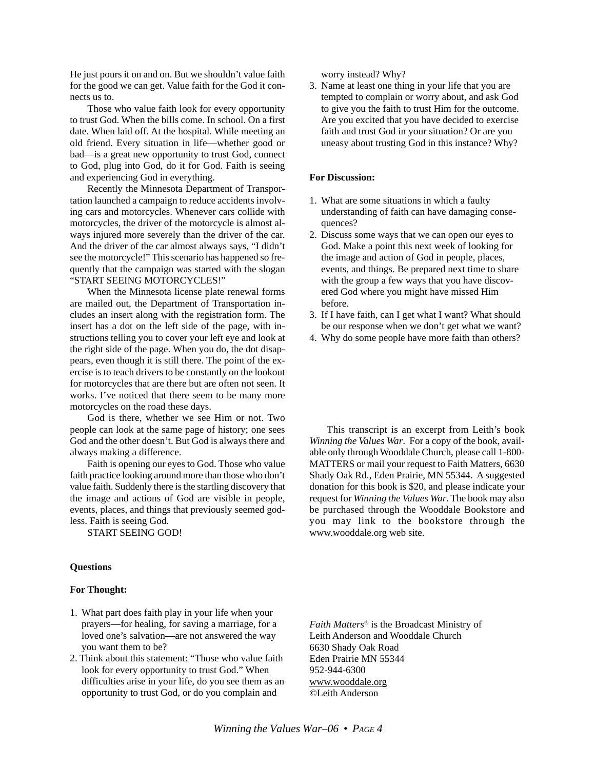He just pours it on and on. But we shouldn't value faith for the good we can get. Value faith for the God it connects us to.

Those who value faith look for every opportunity to trust God. When the bills come. In school. On a first date. When laid off. At the hospital. While meeting an old friend. Every situation in life—whether good or bad—is a great new opportunity to trust God, connect to God, plug into God, do it for God. Faith is seeing and experiencing God in everything.

Recently the Minnesota Department of Transportation launched a campaign to reduce accidents involving cars and motorcycles. Whenever cars collide with motorcycles, the driver of the motorcycle is almost always injured more severely than the driver of the car. And the driver of the car almost always says, "I didn't see the motorcycle!" This scenario has happened so frequently that the campaign was started with the slogan "START SEEING MOTORCYCLES!"

When the Minnesota license plate renewal forms are mailed out, the Department of Transportation includes an insert along with the registration form. The insert has a dot on the left side of the page, with instructions telling you to cover your left eye and look at the right side of the page. When you do, the dot disappears, even though it is still there. The point of the exercise is to teach drivers to be constantly on the lookout for motorcycles that are there but are often not seen. It works. I've noticed that there seem to be many more motorcycles on the road these days.

God is there, whether we see Him or not. Two people can look at the same page of history; one sees God and the other doesn't. But God is always there and always making a difference.

Faith is opening our eyes to God. Those who value faith practice looking around more than those who don't value faith. Suddenly there is the startling discovery that the image and actions of God are visible in people, events, places, and things that previously seemed godless. Faith is seeing God.

START SEEING GOD!

**Questions**

**For Thought:**

1. What part does faith play in your life when your prayers—for healing, for saving a marriage, for a loved one's salvation—are not answered the way you want them to be?
2. Think about this statement: "Those who value faith look for every opportunity to trust God." When difficulties arise in your life, do you see them as an opportunity to trust God, or do you complain and worry instead? Why?
3. Name at least one thing in your life that you are tempted to complain or worry about, and ask God to give you the faith to trust Him for the outcome. Are you excited that you have decided to exercise faith and trust God in your situation? Or are you uneasy about trusting God in this instance? Why?

**For Discussion:**

1. What are some situations in which a faulty understanding of faith can have damaging consequences?
2. Discuss some ways that we can open our eyes to God. Make a point this next week of looking for the image and action of God in people, places, events, and things. Be prepared next time to share with the group a few ways that you have discovered God where you might have missed Him before.
3. If I have faith, can I get what I want? What should be our response when we don't get what we want?
4. Why do some people have more faith than others?

This transcript is an excerpt from Leith's book *Winning the Values War*. For a copy of the book, available only through Wooddale Church, please call 1-800-MATTERS or mail your request to Faith Matters, 6630 Shady Oak Rd., Eden Prairie, MN 55344. A suggested donation for this book is $20, and please indicate your request for *Winning the Values War*. The book may also be purchased through the Wooddale Bookstore and you may link to the bookstore through the www.wooddale.org web site.

*Faith Matters*® is the Broadcast Ministry of
Leith Anderson and Wooddale Church
6630 Shady Oak Road
Eden Prairie MN 55344
952-944-6300
www.wooddale.org
©Leith Anderson